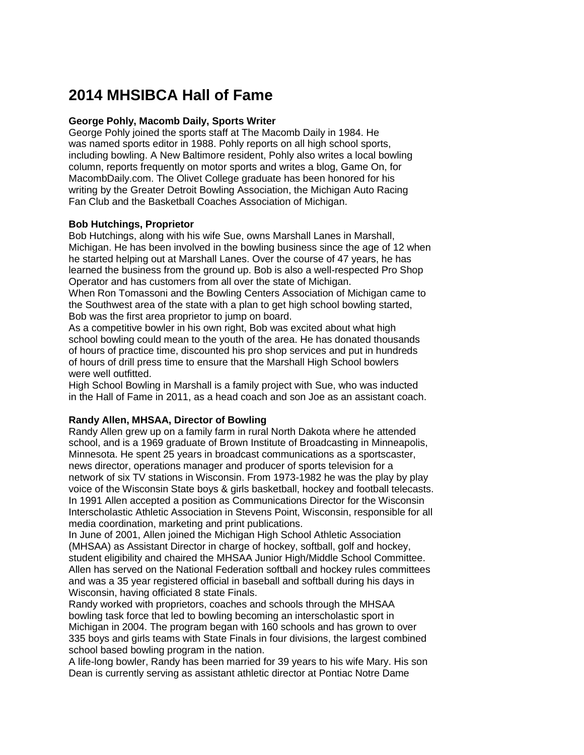# 2014 MHSIBCA Hall of Fame

**George Pohly, Macomb Daily, Sports Writer**

George Pohly joined the sports staff at The Macomb Daily in 1984. He was named sports editor in 1988. Pohly reports on all high school sports, including bowling. A New Baltimore resident, Pohly also writes a local bowling column, reports frequently on motor sports and writes a blog, Game On, for MacombDaily.com. The Olivet College graduate has been honored for his writing by the Greater Detroit Bowling Association, the Michigan Auto Racing Fan Club and the Basketball Coaches Association of Michigan.

**Bob Hutchings, Proprietor**

Bob Hutchings, along with his wife Sue, owns Marshall Lanes in Marshall, Michigan. He has been involved in the bowling business since the age of 12 when he started helping out at Marshall Lanes. Over the course of 47 years, he has learned the business from the ground up. Bob is also a well-respected Pro Shop Operator and has customers from all over the state of Michigan.

When Ron Tomassoni and the Bowling Centers Association of Michigan came to the Southwest area of the state with a plan to get high school bowling started, Bob was the first area proprietor to jump on board.

As a competitive bowler in his own right, Bob was excited about what high school bowling could mean to the youth of the area. He has donated thousands of hours of practice time, discounted his pro shop services and put in hundreds of hours of drill press time to ensure that the Marshall High School bowlers were well outfitted.

High School Bowling in Marshall is a family project with Sue, who was inducted in the Hall of Fame in 2011, as a head coach and son Joe as an assistant coach.

**Randy Allen, MHSAA, Director of Bowling**

Randy Allen grew up on a family farm in rural North Dakota where he attended school, and is a 1969 graduate of Brown Institute of Broadcasting in Minneapolis, Minnesota. He spent 25 years in broadcast communications as a sportscaster, news director, operations manager and producer of sports television for a network of six TV stations in Wisconsin. From 1973-1982 he was the play by play voice of the Wisconsin State boys & girls basketball, hockey and football telecasts. In 1991 Allen accepted a position as Communications Director for the Wisconsin Interscholastic Athletic Association in Stevens Point, Wisconsin, responsible for all media coordination, marketing and print publications.

In June of 2001, Allen joined the Michigan High School Athletic Association (MHSAA) as Assistant Director in charge of hockey, softball, golf and hockey, student eligibility and chaired the MHSAA Junior High/Middle School Committee. Allen has served on the National Federation softball and hockey rules committees and was a 35 year registered official in baseball and softball during his days in Wisconsin, having officiated 8 state Finals.

Randy worked with proprietors, coaches and schools through the MHSAA bowling task force that led to bowling becoming an interscholastic sport in Michigan in 2004. The program began with 160 schools and has grown to over 335 boys and girls teams with State Finals in four divisions, the largest combined school based bowling program in the nation.

A life-long bowler, Randy has been married for 39 years to his wife Mary. His son Dean is currently serving as assistant athletic director at Pontiac Notre Dame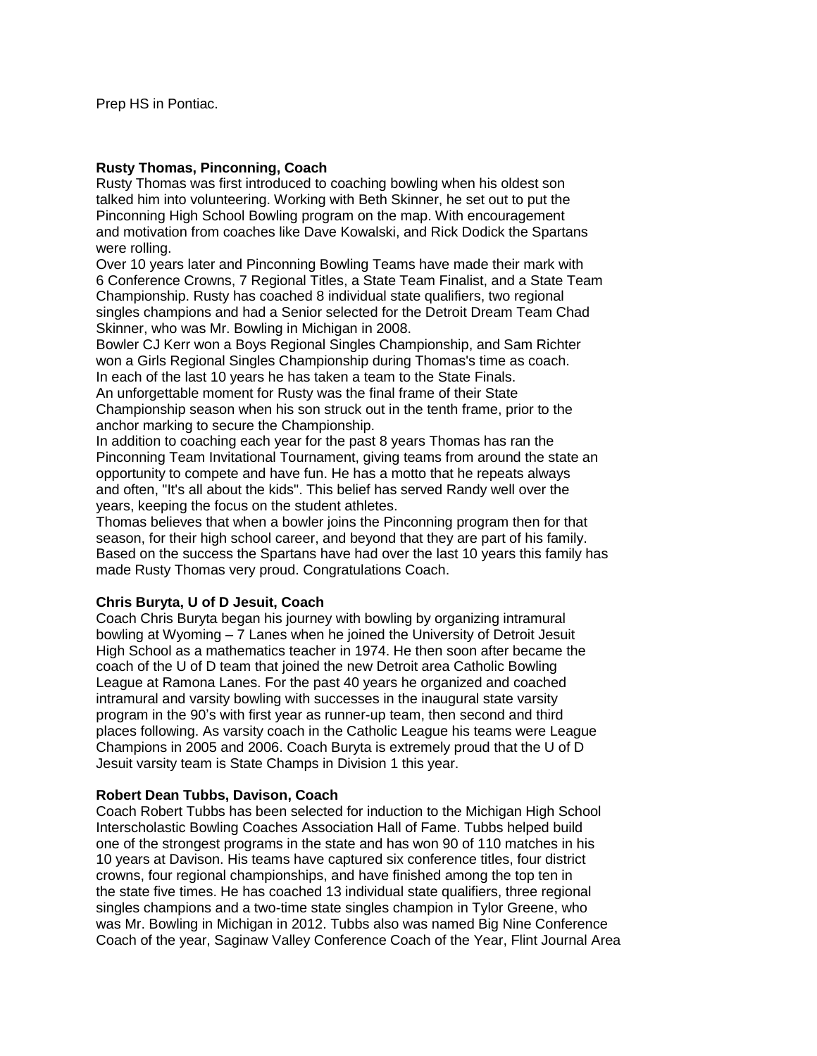Prep HS in Pontiac.

**Rusty Thomas, Pinconning, Coach**

Rusty Thomas was first introduced to coaching bowling when his oldest son talked him into volunteering. Working with Beth Skinner, he set out to put the Pinconning High School Bowling program on the map. With encouragement and motivation from coaches like Dave Kowalski, and Rick Dodick the Spartans were rolling.

Over 10 years later and Pinconning Bowling Teams have made their mark with 6 Conference Crowns, 7 Regional Titles, a State Team Finalist, and a State Team Championship. Rusty has coached 8 individual state qualifiers, two regional singles champions and had a Senior selected for the Detroit Dream Team Chad Skinner, who was Mr. Bowling in Michigan in 2008.

Bowler CJ Kerr won a Boys Regional Singles Championship, and Sam Richter won a Girls Regional Singles Championship during Thomas's time as coach.

In each of the last 10 years he has taken a team to the State Finals.

An unforgettable moment for Rusty was the final frame of their State Championship season when his son struck out in the tenth frame, prior to the anchor marking to secure the Championship.

In addition to coaching each year for the past 8 years Thomas has ran the Pinconning Team Invitational Tournament, giving teams from around the state an opportunity to compete and have fun. He has a motto that he repeats always and often, "It's all about the kids". This belief has served Randy well over the years, keeping the focus on the student athletes.

Thomas believes that when a bowler joins the Pinconning program then for that season, for their high school career, and beyond that they are part of his family. Based on the success the Spartans have had over the last 10 years this family has made Rusty Thomas very proud. Congratulations Coach.

**Chris Buryta, U of D Jesuit, Coach**

Coach Chris Buryta began his journey with bowling by organizing intramural bowling at Wyoming – 7 Lanes when he joined the University of Detroit Jesuit High School as a mathematics teacher in 1974. He then soon after became the coach of the U of D team that joined the new Detroit area Catholic Bowling League at Ramona Lanes. For the past 40 years he organized and coached intramural and varsity bowling with successes in the inaugural state varsity program in the 90's with first year as runner-up team, then second and third places following. As varsity coach in the Catholic League his teams were League Champions in 2005 and 2006. Coach Buryta is extremely proud that the U of D Jesuit varsity team is State Champs in Division 1 this year.

**Robert Dean Tubbs, Davison, Coach**

Coach Robert Tubbs has been selected for induction to the Michigan High School Interscholastic Bowling Coaches Association Hall of Fame. Tubbs helped build one of the strongest programs in the state and has won 90 of 110 matches in his 10 years at Davison. His teams have captured six conference titles, four district crowns, four regional championships, and have finished among the top ten in the state five times. He has coached 13 individual state qualifiers, three regional singles champions and a two-time state singles champion in Tylor Greene, who was Mr. Bowling in Michigan in 2012. Tubbs also was named Big Nine Conference Coach of the year, Saginaw Valley Conference Coach of the Year, Flint Journal Area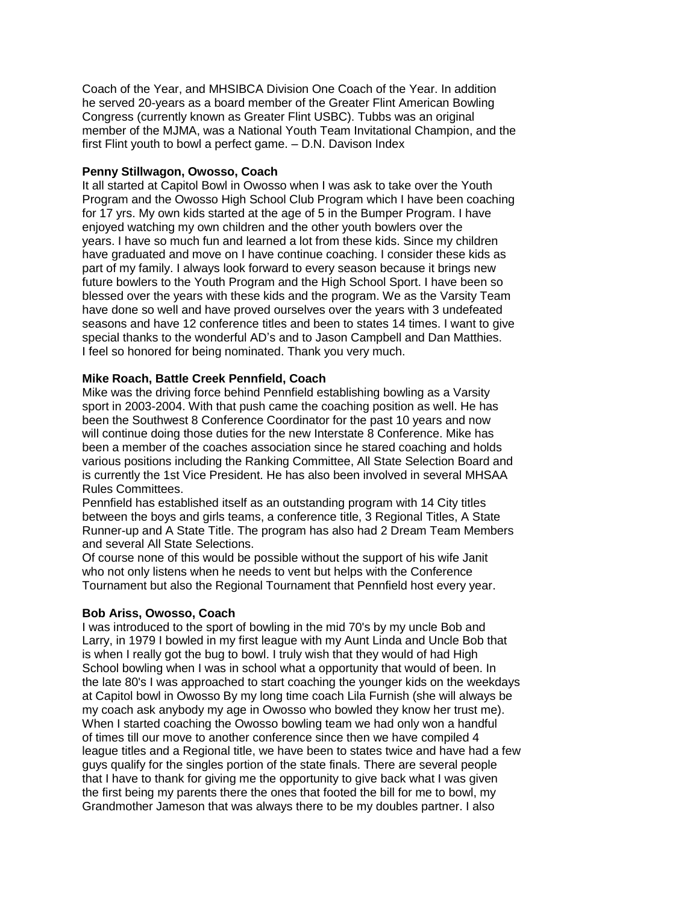Coach of the Year, and MHSIBCA Division One Coach of the Year. In addition he served 20-years as a board member of the Greater Flint American Bowling Congress (currently known as Greater Flint USBC). Tubbs was an original member of the MJMA, was a National Youth Team Invitational Champion, and the first Flint youth to bowl a perfect game. – D.N. Davison Index

**Penny Stillwagon, Owosso, Coach**

It all started at Capitol Bowl in Owosso when I was ask to take over the Youth Program and the Owosso High School Club Program which I have been coaching for 17 yrs. My own kids started at the age of 5 in the Bumper Program. I have enjoyed watching my own children and the other youth bowlers over the years. I have so much fun and learned a lot from these kids. Since my children have graduated and move on I have continue coaching. I consider these kids as part of my family. I always look forward to every season because it brings new future bowlers to the Youth Program and the High School Sport. I have been so blessed over the years with these kids and the program. We as the Varsity Team have done so well and have proved ourselves over the years with 3 undefeated seasons and have 12 conference titles and been to states 14 times. I want to give special thanks to the wonderful AD's and to Jason Campbell and Dan Matthies. I feel so honored for being nominated. Thank you very much.

**Mike Roach, Battle Creek Pennfield, Coach**

Mike was the driving force behind Pennfield establishing bowling as a Varsity sport in 2003-2004. With that push came the coaching position as well. He has been the Southwest 8 Conference Coordinator for the past 10 years and now will continue doing those duties for the new Interstate 8 Conference. Mike has been a member of the coaches association since he stared coaching and holds various positions including the Ranking Committee, All State Selection Board and is currently the 1st Vice President. He has also been involved in several MHSAA Rules Committees.

Pennfield has established itself as an outstanding program with 14 City titles between the boys and girls teams, a conference title, 3 Regional Titles, A State Runner-up and A State Title. The program has also had 2 Dream Team Members and several All State Selections.

Of course none of this would be possible without the support of his wife Janit who not only listens when he needs to vent but helps with the Conference Tournament but also the Regional Tournament that Pennfield host every year.

**Bob Ariss, Owosso, Coach**

I was introduced to the sport of bowling in the mid 70's by my uncle Bob and Larry, in 1979 I bowled in my first league with my Aunt Linda and Uncle Bob that is when I really got the bug to bowl. I truly wish that they would of had High School bowling when I was in school what a opportunity that would of been. In the late 80's I was approached to start coaching the younger kids on the weekdays at Capitol bowl in Owosso By my long time coach Lila Furnish (she will always be my coach ask anybody my age in Owosso who bowled they know her trust me). When I started coaching the Owosso bowling team we had only won a handful of times till our move to another conference since then we have compiled 4 league titles and a Regional title, we have been to states twice and have had a few guys qualify for the singles portion of the state finals. There are several people that I have to thank for giving me the opportunity to give back what I was given the first being my parents there the ones that footed the bill for me to bowl, my Grandmother Jameson that was always there to be my doubles partner. I also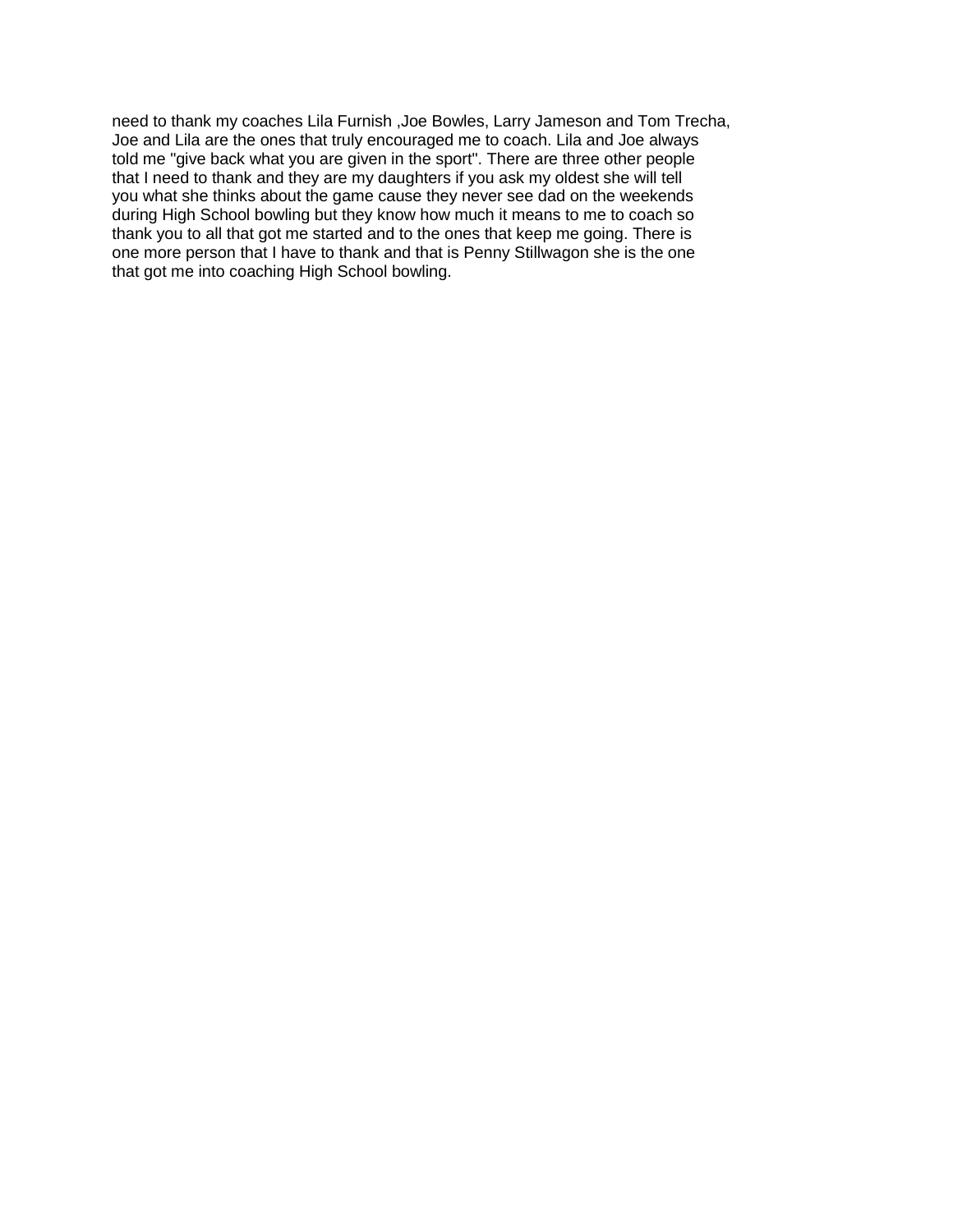need to thank my coaches Lila Furnish ,Joe Bowles, Larry Jameson and Tom Trecha, Joe and Lila are the ones that truly encouraged me to coach. Lila and Joe always told me "give back what you are given in the sport". There are three other people that I need to thank and they are my daughters if you ask my oldest she will tell you what she thinks about the game cause they never see dad on the weekends during High School bowling but they know how much it means to me to coach so thank you to all that got me started and to the ones that keep me going. There is one more person that I have to thank and that is Penny Stillwagon she is the one that got me into coaching High School bowling.